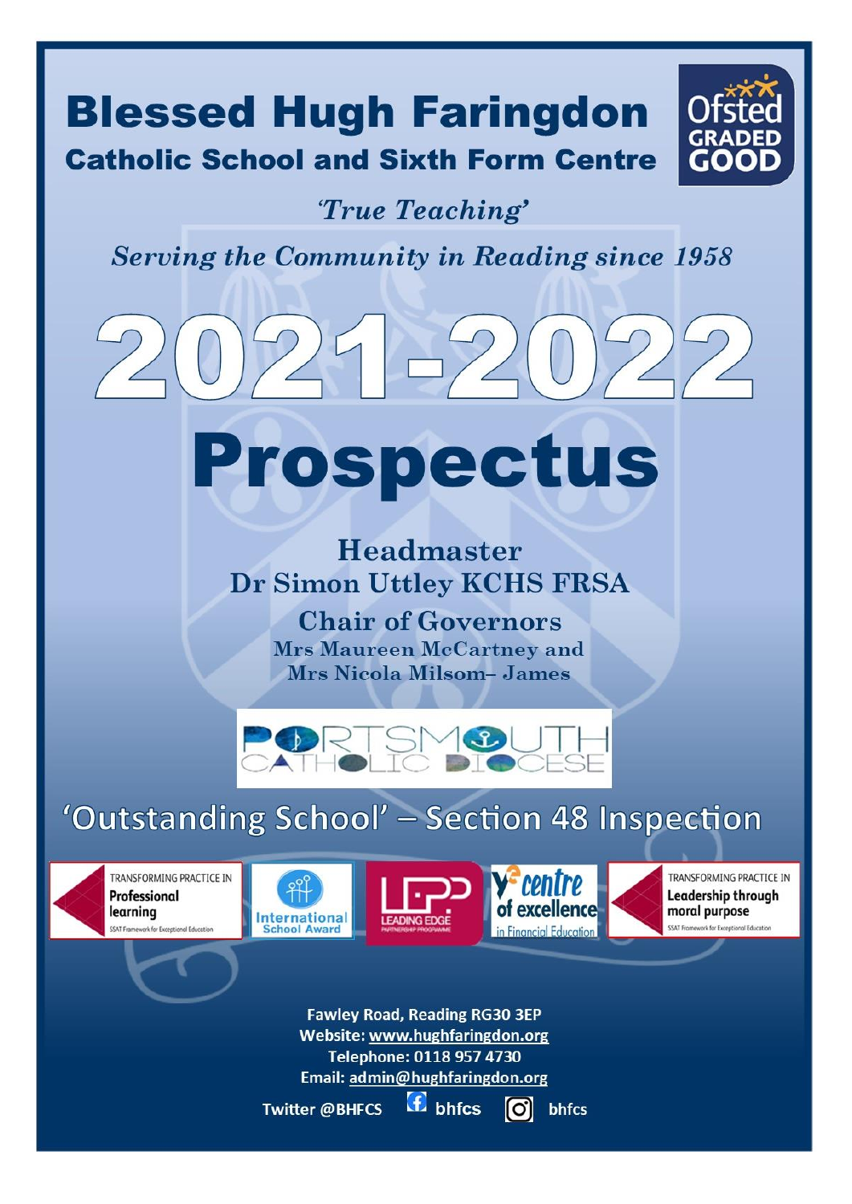# Blessed Hugh Faringdon

## Catholic School and Sixth Form Centre

Ofsted GRADED GOOD

*'True Teaching'*

*Serving the Community in Reading since 1958*

# 2021-2022

# Prospectus

**Headmaster**
**Dr Simon Uttley KCHS FRSA**

**Chair of Governors**
**Mrs Maureen McCartney and**
**Mrs Nicola Milsom– James**

PORTSMOUTH CATHOLIC DIOCESE

## 'Outstanding School' – Section 48 Inspection

TRANSFORMING PRACTICE IN Professional learning — SSAT Framework for Exceptional Education

International School Award

LEADING EDGE PARTNERSHIP PROGRAMME

Y[e] centre of excellence in Financial Education

TRANSFORMING PRACTICE IN Leadership through moral purpose — SSAT Framework for Exceptional Education

**Fawley Road, Reading RG30 3EP**
**Website: www.hughfaringdon.org**
**Telephone: 0118 957 4730**
**Email: admin@hughfaringdon.org**

**Twitter @BHFCS** **Facebook: bhfcs** **Instagram: bhfcs**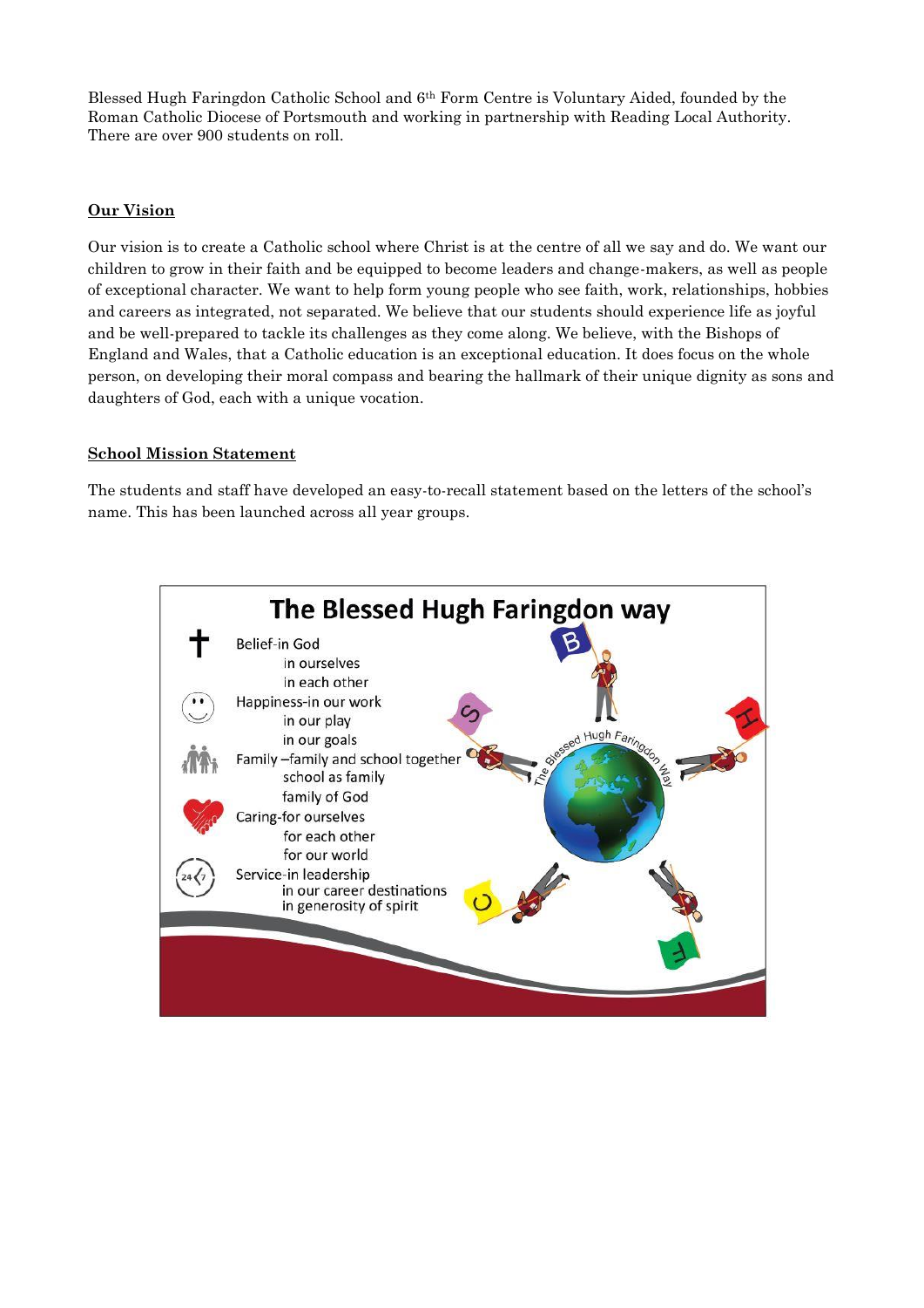Blessed Hugh Faringdon Catholic School and 6th Form Centre is Voluntary Aided, founded by the Roman Catholic Diocese of Portsmouth and working in partnership with Reading Local Authority. There are over 900 students on roll.

## Our Vision

Our vision is to create a Catholic school where Christ is at the centre of all we say and do. We want our children to grow in their faith and be equipped to become leaders and change-makers, as well as people of exceptional character. We want to help form young people who see faith, work, relationships, hobbies and careers as integrated, not separated. We believe that our students should experience life as joyful and be well-prepared to tackle its challenges as they come along. We believe, with the Bishops of England and Wales, that a Catholic education is an exceptional education. It does focus on the whole person, on developing their moral compass and bearing the hallmark of their unique dignity as sons and daughters of God, each with a unique vocation.

## School Mission Statement

The students and staff have developed an easy-to-recall statement based on the letters of the school's name. This has been launched across all year groups.

### The Blessed Hugh Faringdon way

- **Belief**-in God
  - in ourselves
  - in each other
- **Happiness**-in our work
  - in our play
  - in our goals
- **Family** –family and school together
  - school as family
  - family of God
- **Caring**-for ourselves
  - for each other
  - for our world
- **Service**-in leadership
  - in our career destinations
  - in generosity of spirit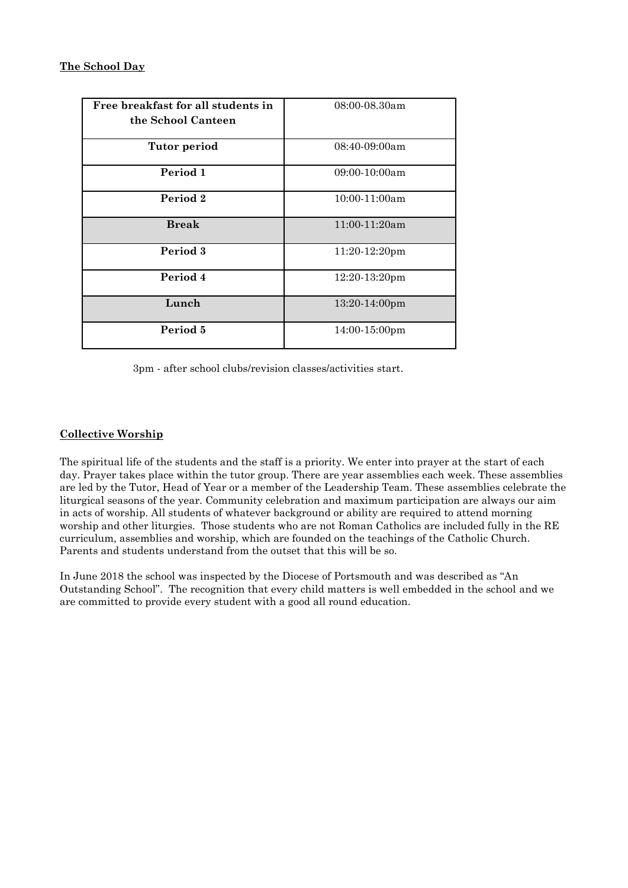**The School Day**

| | |
|---|---|
| **Free breakfast for all students in the School Canteen** | 08:00-08.30am |
| **Tutor period** | 08:40-09:00am |
| **Period 1** | 09:00-10:00am |
| **Period 2** | 10:00-11:00am |
| **Break** | 11:00-11:20am |
| **Period 3** | 11:20-12:20pm |
| **Period 4** | 12:20-13:20pm |
| **Lunch** | 13:20-14:00pm |
| **Period 5** | 14:00-15:00pm |

3pm - after school clubs/revision classes/activities start.

**Collective Worship**

The spiritual life of the students and the staff is a priority. We enter into prayer at the start of each day. Prayer takes place within the tutor group. There are year assemblies each week. These assemblies are led by the Tutor, Head of Year or a member of the Leadership Team. These assemblies celebrate the liturgical seasons of the year. Community celebration and maximum participation are always our aim in acts of worship. All students of whatever background or ability are required to attend morning worship and other liturgies. Those students who are not Roman Catholics are included fully in the RE curriculum, assemblies and worship, which are founded on the teachings of the Catholic Church. Parents and students understand from the outset that this will be so.

In June 2018 the school was inspected by the Diocese of Portsmouth and was described as "An Outstanding School". The recognition that every child matters is well embedded in the school and we are committed to provide every student with a good all round education.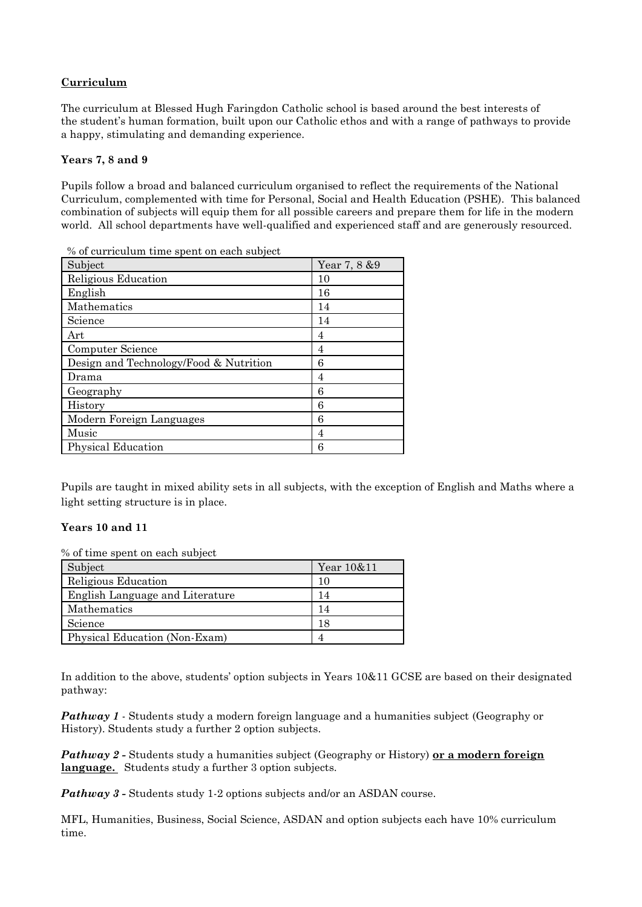## Curriculum

The curriculum at Blessed Hugh Faringdon Catholic school is based around the best interests of the student's human formation, built upon our Catholic ethos and with a range of pathways to provide a happy, stimulating and demanding experience.

### Years 7, 8 and 9

Pupils follow a broad and balanced curriculum organised to reflect the requirements of the National Curriculum, complemented with time for Personal, Social and Health Education (PSHE). This balanced combination of subjects will equip them for all possible careers and prepare them for life in the modern world. All school departments have well-qualified and experienced staff and are generously resourced.

% of curriculum time spent on each subject

| Subject | Year 7, 8 &9 |
|---|---|
| Religious Education | 10 |
| English | 16 |
| Mathematics | 14 |
| Science | 14 |
| Art | 4 |
| Computer Science | 4 |
| Design and Technology/Food & Nutrition | 6 |
| Drama | 4 |
| Geography | 6 |
| History | 6 |
| Modern Foreign Languages | 6 |
| Music | 4 |
| Physical Education | 6 |

Pupils are taught in mixed ability sets in all subjects, with the exception of English and Maths where a light setting structure is in place.

### Years 10 and 11

% of time spent on each subject

| Subject | Year 10&11 |
|---|---|
| Religious Education | 10 |
| English Language and Literature | 14 |
| Mathematics | 14 |
| Science | 18 |
| Physical Education (Non-Exam) | 4 |

In addition to the above, students' option subjects in Years 10&11 GCSE are based on their designated pathway:

***Pathway 1*** - Students study a modern foreign language and a humanities subject (Geography or History). Students study a further 2 option subjects.

***Pathway 2*** - Students study a humanities subject (Geography or History) **or a modern foreign language.** Students study a further 3 option subjects.

***Pathway 3*** - Students study 1-2 options subjects and/or an ASDAN course.

MFL, Humanities, Business, Social Science, ASDAN and option subjects each have 10% curriculum time.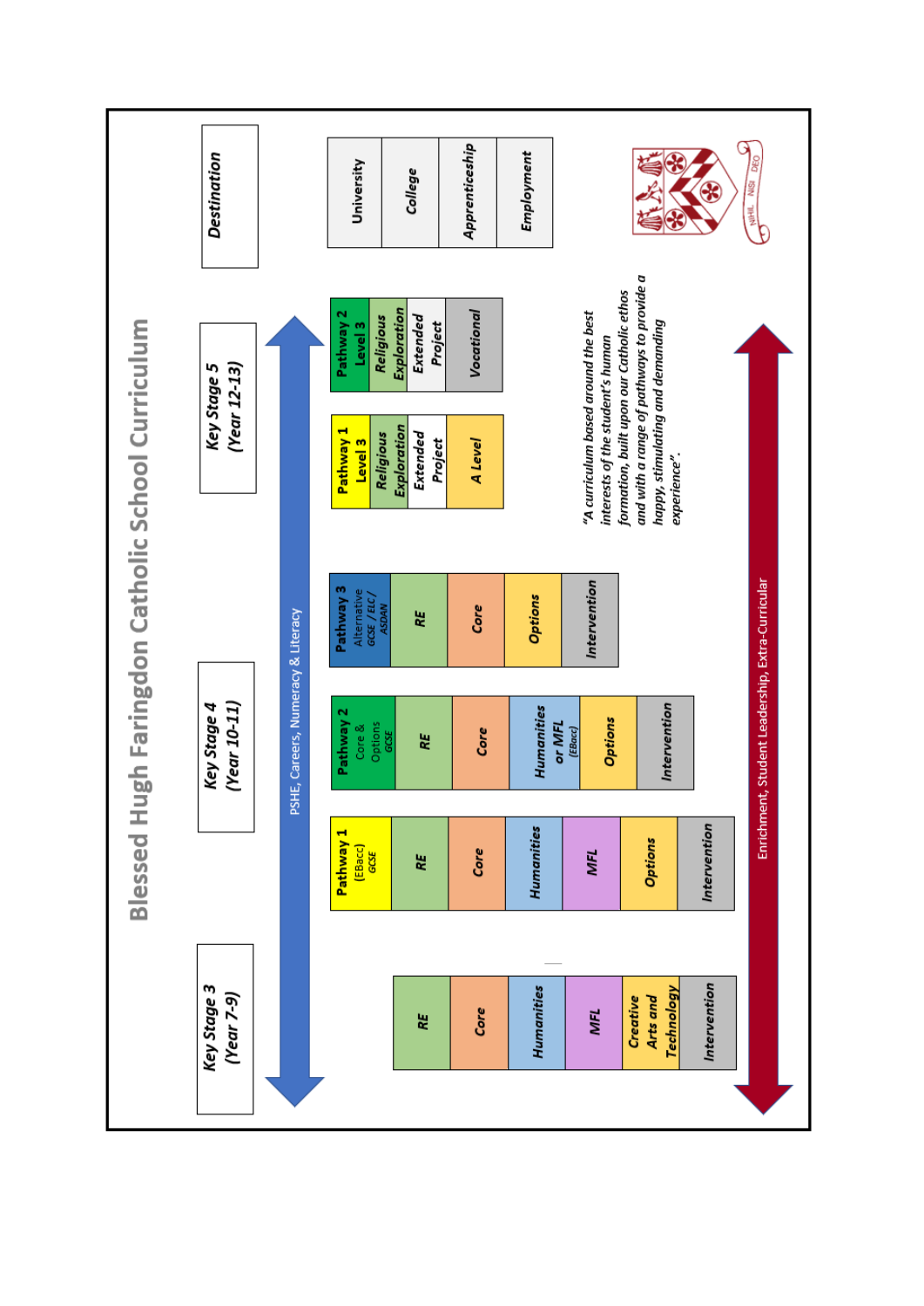# Blessed Hugh Faringdon Catholic School Curriculum

| Key Stage 3 (Year 7-9) | Key Stage 4 (Year 10-11) | | | Key Stage 5 (Year 12-13) | | Destination |
|---|---|---|---|---|---|---|
| | Pathway 1 (EBacc) GCSE | Pathway 2 Core & Options GCSE | Pathway 3 Alternative GCSE / ELC / ASDAN | Pathway 1 Level 3 | Pathway 2 Level 3 | University |
| RE | RE | RE | RE | Religious Exploration | Religious Exploration | College |
| Core | Core | Core | Core | Extended Project | Extended Project | Apprenticeship |
| Humanities | Humanities | Humanities or MFL (EBacc) | Options | A Level | Vocational | Employment |
| MFL | MFL | Options | Intervention | | | |
| Creative Arts and Technology | Options | Intervention | | | | |
| Intervention | Intervention | | | | | |

PSHE, Careers, Numeracy & Literacy

Enrichment, Student Leadership, Extra-Curricular

*"A curriculum based around the best interests of the student's human formation, built upon our Catholic ethos and with a range of pathways to provide a happy, stimulating and demanding experience".*

NIHIL NISI DEO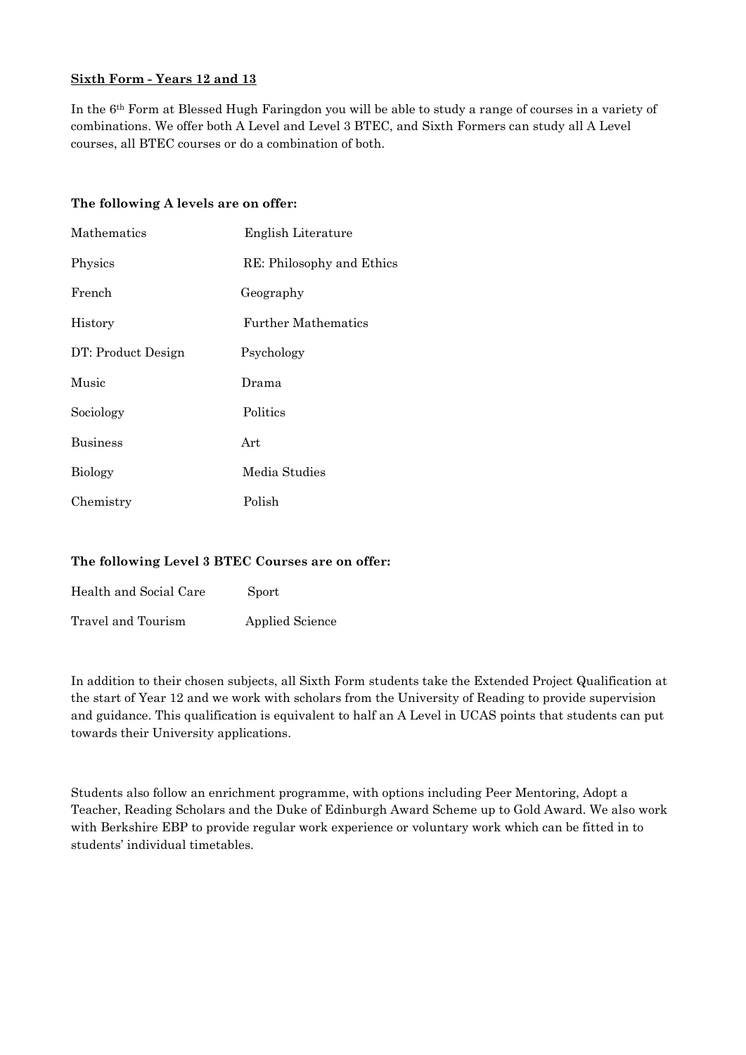**Sixth Form - Years 12 and 13**

In the 6th Form at Blessed Hugh Faringdon you will be able to study a range of courses in a variety of combinations. We offer both A Level and Level 3 BTEC, and Sixth Formers can study all A Level courses, all BTEC courses or do a combination of both.

**The following A levels are on offer:**

| | |
|---|---|
| Mathematics | English Literature |
| Physics | RE: Philosophy and Ethics |
| French | Geography |
| History | Further Mathematics |
| DT: Product Design | Psychology |
| Music | Drama |
| Sociology | Politics |
| Business | Art |
| Biology | Media Studies |
| Chemistry | Polish |

**The following Level 3 BTEC Courses are on offer:**

| | |
|---|---|
| Health and Social Care | Sport |
| Travel and Tourism | Applied Science |

In addition to their chosen subjects, all Sixth Form students take the Extended Project Qualification at the start of Year 12 and we work with scholars from the University of Reading to provide supervision and guidance. This qualification is equivalent to half an A Level in UCAS points that students can put towards their University applications.

Students also follow an enrichment programme, with options including Peer Mentoring, Adopt a Teacher, Reading Scholars and the Duke of Edinburgh Award Scheme up to Gold Award. We also work with Berkshire EBP to provide regular work experience or voluntary work which can be fitted in to students' individual timetables.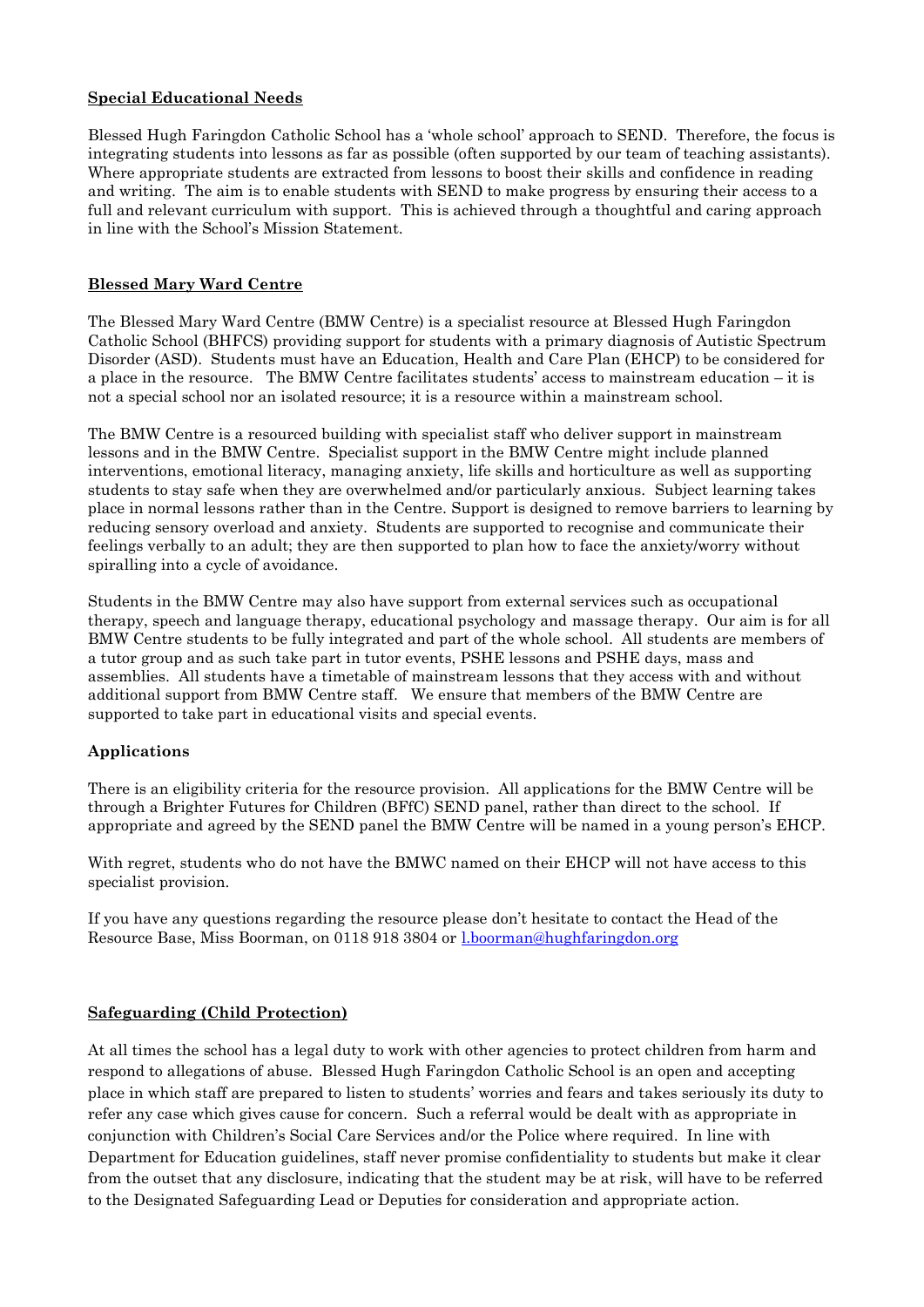## Special Educational Needs

Blessed Hugh Faringdon Catholic School has a 'whole school' approach to SEND. Therefore, the focus is integrating students into lessons as far as possible (often supported by our team of teaching assistants). Where appropriate students are extracted from lessons to boost their skills and confidence in reading and writing. The aim is to enable students with SEND to make progress by ensuring their access to a full and relevant curriculum with support. This is achieved through a thoughtful and caring approach in line with the School's Mission Statement.

## Blessed Mary Ward Centre

The Blessed Mary Ward Centre (BMW Centre) is a specialist resource at Blessed Hugh Faringdon Catholic School (BHFCS) providing support for students with a primary diagnosis of Autistic Spectrum Disorder (ASD). Students must have an Education, Health and Care Plan (EHCP) to be considered for a place in the resource. The BMW Centre facilitates students' access to mainstream education – it is not a special school nor an isolated resource; it is a resource within a mainstream school.

The BMW Centre is a resourced building with specialist staff who deliver support in mainstream lessons and in the BMW Centre. Specialist support in the BMW Centre might include planned interventions, emotional literacy, managing anxiety, life skills and horticulture as well as supporting students to stay safe when they are overwhelmed and/or particularly anxious. Subject learning takes place in normal lessons rather than in the Centre. Support is designed to remove barriers to learning by reducing sensory overload and anxiety. Students are supported to recognise and communicate their feelings verbally to an adult; they are then supported to plan how to face the anxiety/worry without spiralling into a cycle of avoidance.

Students in the BMW Centre may also have support from external services such as occupational therapy, speech and language therapy, educational psychology and massage therapy. Our aim is for all BMW Centre students to be fully integrated and part of the whole school. All students are members of a tutor group and as such take part in tutor events, PSHE lessons and PSHE days, mass and assemblies. All students have a timetable of mainstream lessons that they access with and without additional support from BMW Centre staff. We ensure that members of the BMW Centre are supported to take part in educational visits and special events.

### Applications

There is an eligibility criteria for the resource provision. All applications for the BMW Centre will be through a Brighter Futures for Children (BFfC) SEND panel, rather than direct to the school. If appropriate and agreed by the SEND panel the BMW Centre will be named in a young person's EHCP.

With regret, students who do not have the BMWC named on their EHCP will not have access to this specialist provision.

If you have any questions regarding the resource please don't hesitate to contact the Head of the Resource Base, Miss Boorman, on 0118 918 3804 or l.boorman@hughfaringdon.org

## Safeguarding (Child Protection)

At all times the school has a legal duty to work with other agencies to protect children from harm and respond to allegations of abuse. Blessed Hugh Faringdon Catholic School is an open and accepting place in which staff are prepared to listen to students' worries and fears and takes seriously its duty to refer any case which gives cause for concern. Such a referral would be dealt with as appropriate in conjunction with Children's Social Care Services and/or the Police where required. In line with Department for Education guidelines, staff never promise confidentiality to students but make it clear from the outset that any disclosure, indicating that the student may be at risk, will have to be referred to the Designated Safeguarding Lead or Deputies for consideration and appropriate action.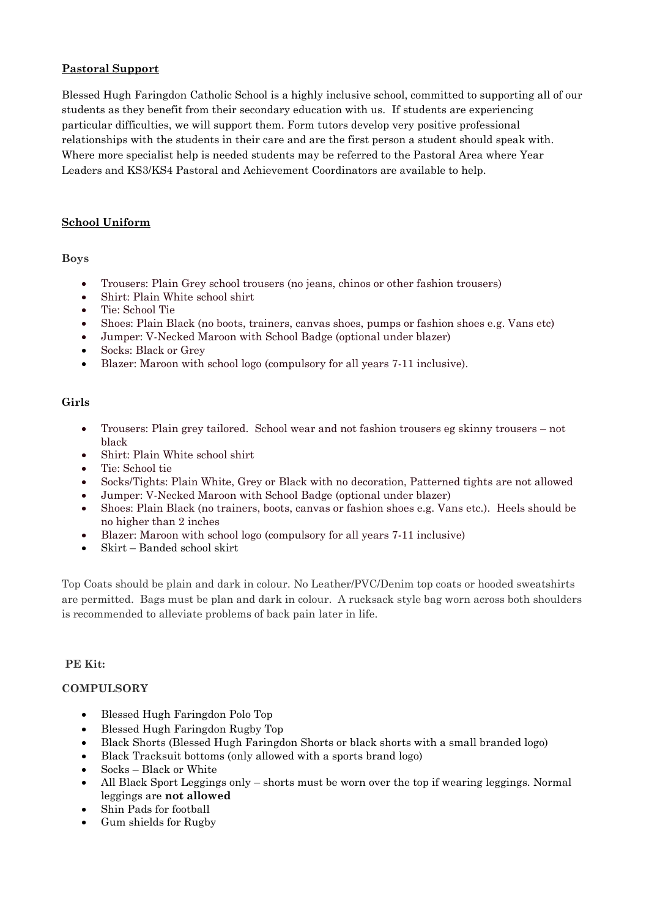## Pastoral Support

Blessed Hugh Faringdon Catholic School is a highly inclusive school, committed to supporting all of our students as they benefit from their secondary education with us. If students are experiencing particular difficulties, we will support them. Form tutors develop very positive professional relationships with the students in their care and are the first person a student should speak with. Where more specialist help is needed students may be referred to the Pastoral Area where Year Leaders and KS3/KS4 Pastoral and Achievement Coordinators are available to help.

## School Uniform

### Boys

- Trousers: Plain Grey school trousers (no jeans, chinos or other fashion trousers)
- Shirt: Plain White school shirt
- Tie: School Tie
- Shoes: Plain Black (no boots, trainers, canvas shoes, pumps or fashion shoes e.g. Vans etc)
- Jumper: V-Necked Maroon with School Badge (optional under blazer)
- Socks: Black or Grey
- Blazer: Maroon with school logo (compulsory for all years 7-11 inclusive).

### Girls

- Trousers: Plain grey tailored. School wear and not fashion trousers eg skinny trousers – not black
- Shirt: Plain White school shirt
- Tie: School tie
- Socks/Tights: Plain White, Grey or Black with no decoration, Patterned tights are not allowed
- Jumper: V-Necked Maroon with School Badge (optional under blazer)
- Shoes: Plain Black (no trainers, boots, canvas or fashion shoes e.g. Vans etc.). Heels should be no higher than 2 inches
- Blazer: Maroon with school logo (compulsory for all years 7-11 inclusive)
- Skirt – Banded school skirt

Top Coats should be plain and dark in colour. No Leather/PVC/Denim top coats or hooded sweatshirts are permitted. Bags must be plan and dark in colour. A rucksack style bag worn across both shoulders is recommended to alleviate problems of back pain later in life.

### PE Kit:

**COMPULSORY**

- Blessed Hugh Faringdon Polo Top
- Blessed Hugh Faringdon Rugby Top
- Black Shorts (Blessed Hugh Faringdon Shorts or black shorts with a small branded logo)
- Black Tracksuit bottoms (only allowed with a sports brand logo)
- Socks – Black or White
- All Black Sport Leggings only – shorts must be worn over the top if wearing leggings. Normal leggings are **not allowed**
- Shin Pads for football
- Gum shields for Rugby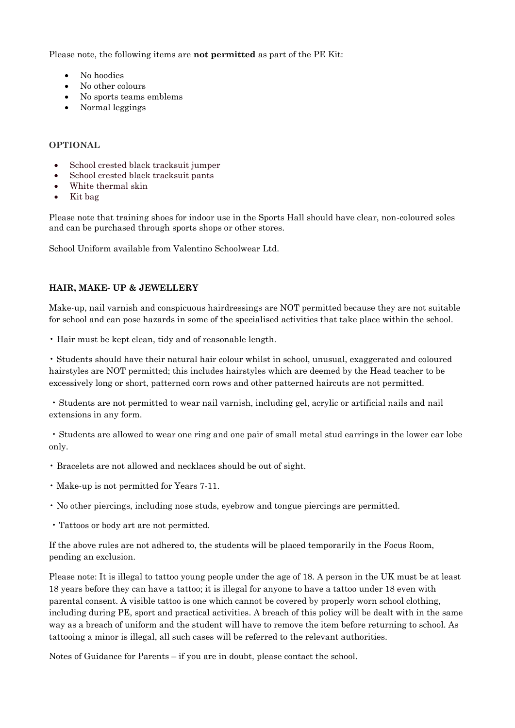Please note, the following items are **not permitted** as part of the PE Kit:

- No hoodies
- No other colours
- No sports teams emblems
- Normal leggings

**OPTIONAL**

- School crested black tracksuit jumper
- School crested black tracksuit pants
- White thermal skin
- Kit bag

Please note that training shoes for indoor use in the Sports Hall should have clear, non-coloured soles and can be purchased through sports shops or other stores.

School Uniform available from Valentino Schoolwear Ltd.

**HAIR, MAKE- UP & JEWELLERY**

Make-up, nail varnish and conspicuous hairdressings are NOT permitted because they are not suitable for school and can pose hazards in some of the specialised activities that take place within the school.

- Hair must be kept clean, tidy and of reasonable length.
- Students should have their natural hair colour whilst in school, unusual, exaggerated and coloured hairstyles are NOT permitted; this includes hairstyles which are deemed by the Head teacher to be excessively long or short, patterned corn rows and other patterned haircuts are not permitted.
- Students are not permitted to wear nail varnish, including gel, acrylic or artificial nails and nail extensions in any form.
- Students are allowed to wear one ring and one pair of small metal stud earrings in the lower ear lobe only.
- Bracelets are not allowed and necklaces should be out of sight.
- Make-up is not permitted for Years 7-11.
- No other piercings, including nose studs, eyebrow and tongue piercings are permitted.
- Tattoos or body art are not permitted.

If the above rules are not adhered to, the students will be placed temporarily in the Focus Room, pending an exclusion.

Please note: It is illegal to tattoo young people under the age of 18. A person in the UK must be at least 18 years before they can have a tattoo; it is illegal for anyone to have a tattoo under 18 even with parental consent. A visible tattoo is one which cannot be covered by properly worn school clothing, including during PE, sport and practical activities. A breach of this policy will be dealt with in the same way as a breach of uniform and the student will have to remove the item before returning to school. As tattooing a minor is illegal, all such cases will be referred to the relevant authorities.

Notes of Guidance for Parents – if you are in doubt, please contact the school.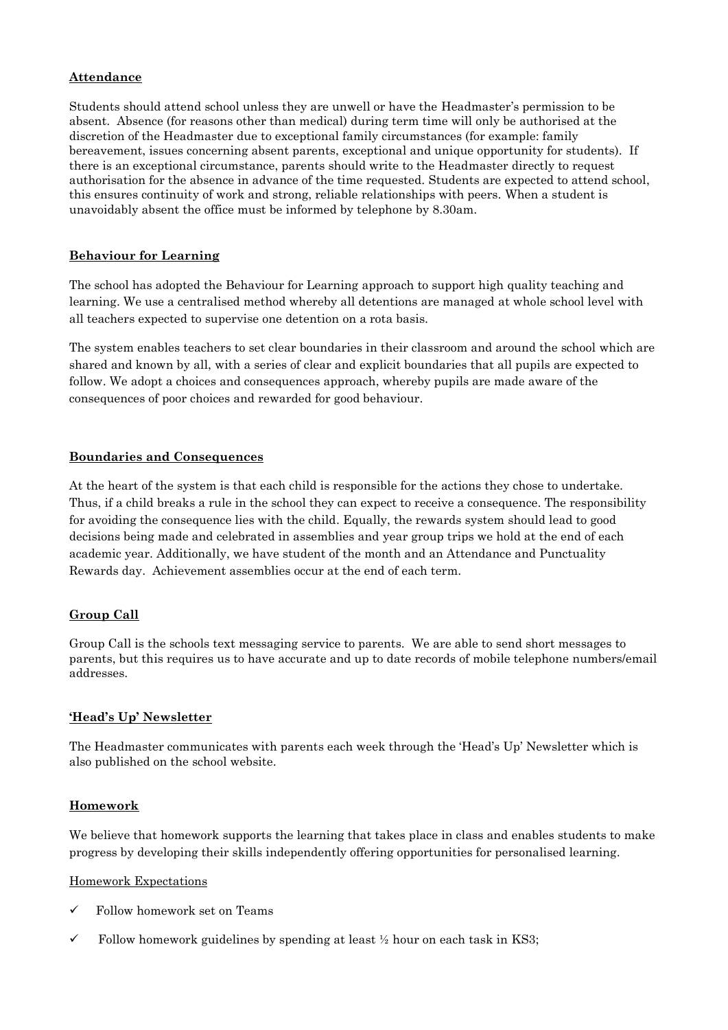**Attendance**

Students should attend school unless they are unwell or have the Headmaster's permission to be absent. Absence (for reasons other than medical) during term time will only be authorised at the discretion of the Headmaster due to exceptional family circumstances (for example: family bereavement, issues concerning absent parents, exceptional and unique opportunity for students). If there is an exceptional circumstance, parents should write to the Headmaster directly to request authorisation for the absence in advance of the time requested. Students are expected to attend school, this ensures continuity of work and strong, reliable relationships with peers. When a student is unavoidably absent the office must be informed by telephone by 8.30am.

**Behaviour for Learning**

The school has adopted the Behaviour for Learning approach to support high quality teaching and learning. We use a centralised method whereby all detentions are managed at whole school level with all teachers expected to supervise one detention on a rota basis.

The system enables teachers to set clear boundaries in their classroom and around the school which are shared and known by all, with a series of clear and explicit boundaries that all pupils are expected to follow. We adopt a choices and consequences approach, whereby pupils are made aware of the consequences of poor choices and rewarded for good behaviour.

**Boundaries and Consequences**

At the heart of the system is that each child is responsible for the actions they chose to undertake. Thus, if a child breaks a rule in the school they can expect to receive a consequence. The responsibility for avoiding the consequence lies with the child. Equally, the rewards system should lead to good decisions being made and celebrated in assemblies and year group trips we hold at the end of each academic year. Additionally, we have student of the month and an Attendance and Punctuality Rewards day. Achievement assemblies occur at the end of each term.

**Group Call**

Group Call is the schools text messaging service to parents. We are able to send short messages to parents, but this requires us to have accurate and up to date records of mobile telephone numbers/email addresses.

**'Head's Up' Newsletter**

The Headmaster communicates with parents each week through the 'Head's Up' Newsletter which is also published on the school website.

**Homework**

We believe that homework supports the learning that takes place in class and enables students to make progress by developing their skills independently offering opportunities for personalised learning.

Homework Expectations

- ✓ Follow homework set on Teams
- ✓ Follow homework guidelines by spending at least ½ hour on each task in KS3;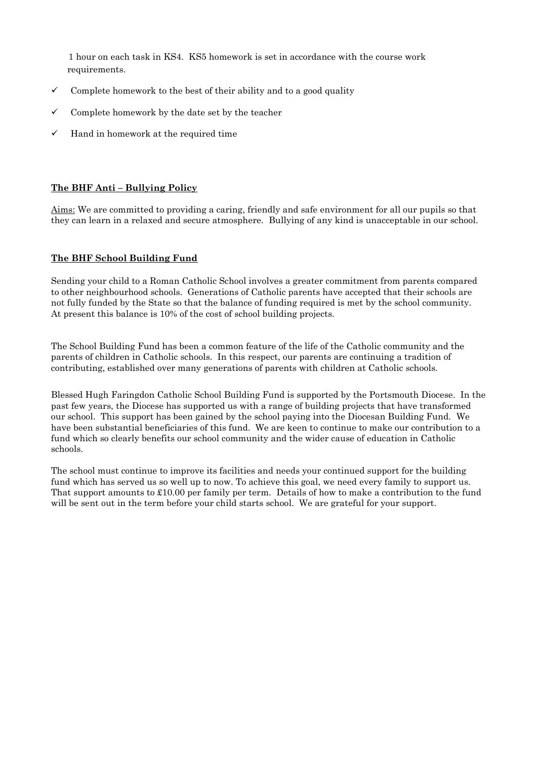1 hour on each task in KS4. KS5 homework is set in accordance with the course work requirements.

- ✓ Complete homework to the best of their ability and to a good quality
- ✓ Complete homework by the date set by the teacher
- ✓ Hand in homework at the required time

**The BHF Anti – Bullying Policy**

Aims: We are committed to providing a caring, friendly and safe environment for all our pupils so that they can learn in a relaxed and secure atmosphere. Bullying of any kind is unacceptable in our school.

**The BHF School Building Fund**

Sending your child to a Roman Catholic School involves a greater commitment from parents compared to other neighbourhood schools. Generations of Catholic parents have accepted that their schools are not fully funded by the State so that the balance of funding required is met by the school community. At present this balance is 10% of the cost of school building projects.

The School Building Fund has been a common feature of the life of the Catholic community and the parents of children in Catholic schools. In this respect, our parents are continuing a tradition of contributing, established over many generations of parents with children at Catholic schools.

Blessed Hugh Faringdon Catholic School Building Fund is supported by the Portsmouth Diocese. In the past few years, the Diocese has supported us with a range of building projects that have transformed our school. This support has been gained by the school paying into the Diocesan Building Fund. We have been substantial beneficiaries of this fund. We are keen to continue to make our contribution to a fund which so clearly benefits our school community and the wider cause of education in Catholic schools.

The school must continue to improve its facilities and needs your continued support for the building fund which has served us so well up to now. To achieve this goal, we need every family to support us. That support amounts to £10.00 per family per term. Details of how to make a contribution to the fund will be sent out in the term before your child starts school. We are grateful for your support.